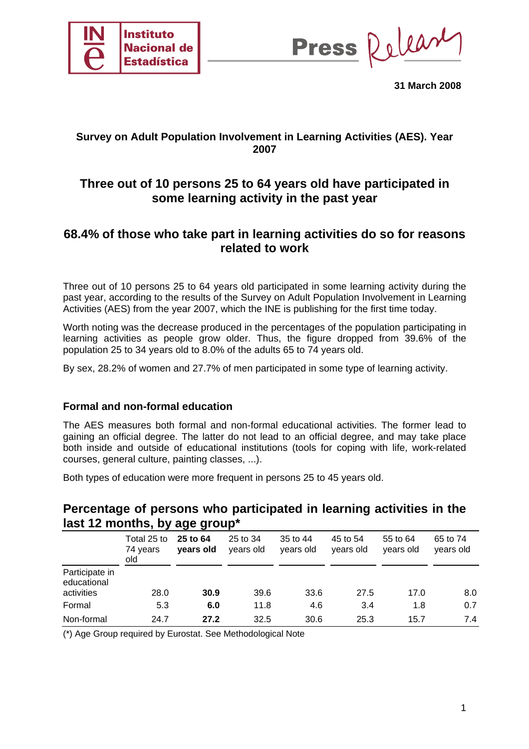Instituto Nacional de Estadística

Press Release

**31 March 2008**

**Survey on Adult Population Involvement in Learning Activities (AES). Year 2007**

## Three out of 10 persons 25 to 64 years old have participated in some learning activity in the past year

## 68.4% of those who take part in learning activities do so for reasons related to work

Three out of 10 persons 25 to 64 years old participated in some learning activity during the past year, according to the results of the Survey on Adult Population Involvement in Learning Activities (AES) from the year 2007, which the INE is publishing for the first time today.

Worth noting was the decrease produced in the percentages of the population participating in learning activities as people grow older. Thus, the figure dropped from 39.6% of the population 25 to 34 years old to 8.0% of the adults 65 to 74 years old.

By sex, 28.2% of women and 27.7% of men participated in some type of learning activity.

### Formal and non-formal education

The AES measures both formal and non-formal educational activities. The former lead to gaining an official degree. The latter do not lead to an official degree, and may take place both inside and outside of educational institutions (tools for coping with life, work-related courses, general culture, painting classes, ...).

Both types of education were more frequent in persons 25 to 45 years old.

### Percentage of persons who participated in learning activities in the last 12 months, by age group*

| | Total 25 to 74 years old | **25 to 64 years old** | 25 to 34 years old | 35 to 44 years old | 45 to 54 years old | 55 to 64 years old | 65 to 74 years old |
|---|---|---|---|---|---|---|---|
| Participate in educational activities | 28.0 | **30.9** | 39.6 | 33.6 | 27.5 | 17.0 | 8.0 |
| Formal | 5.3 | **6.0** | 11.8 | 4.6 | 3.4 | 1.8 | 0.7 |
| Non-formal | 24.7 | **27.2** | 32.5 | 30.6 | 25.3 | 15.7 | 7.4 |

(*) Age Group required by Eurostat. See Methodological Note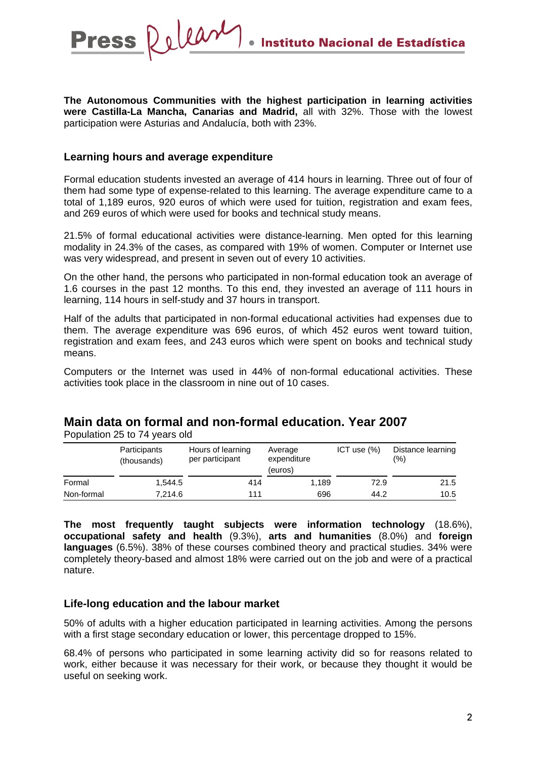**The Autonomous Communities with the highest participation in learning activities were Castilla-La Mancha, Canarias and Madrid,** all with 32%. Those with the lowest participation were Asturias and Andalucía, both with 23%.

### Learning hours and average expenditure

Formal education students invested an average of 414 hours in learning. Three out of four of them had some type of expense-related to this learning. The average expenditure came to a total of 1,189 euros, 920 euros of which were used for tuition, registration and exam fees, and 269 euros of which were used for books and technical study means.

21.5% of formal educational activities were distance-learning. Men opted for this learning modality in 24.3% of the cases, as compared with 19% of women. Computer or Internet use was very widespread, and present in seven out of every 10 activities.

On the other hand, the persons who participated in non-formal education took an average of 1.6 courses in the past 12 months. To this end, they invested an average of 111 hours in learning, 114 hours in self-study and 37 hours in transport.

Half of the adults that participated in non-formal educational activities had expenses due to them. The average expenditure was 696 euros, of which 452 euros went toward tuition, registration and exam fees, and 243 euros which were spent on books and technical study means.

Computers or the Internet was used in 44% of non-formal educational activities. These activities took place in the classroom in nine out of 10 cases.

## Main data on formal and non-formal education. Year 2007

Population 25 to 74 years old

| | Participants (thousands) | Hours of learning per participant | Average expenditure (euros) | ICT use (%) | Distance learning (%) |
|---|---|---|---|---|---|
| Formal | 1,544.5 | 414 | 1,189 | 72.9 | 21.5 |
| Non-formal | 7,214.6 | 111 | 696 | 44.2 | 10.5 |

**The most frequently taught subjects were information technology** (18.6%), **occupational safety and health** (9.3%), **arts and humanities** (8.0%) and **foreign languages** (6.5%). 38% of these courses combined theory and practical studies. 34% were completely theory-based and almost 18% were carried out on the job and were of a practical nature.

### Life-long education and the labour market

50% of adults with a higher education participated in learning activities. Among the persons with a first stage secondary education or lower, this percentage dropped to 15%.

68.4% of persons who participated in some learning activity did so for reasons related to work, either because it was necessary for their work, or because they thought it would be useful on seeking work.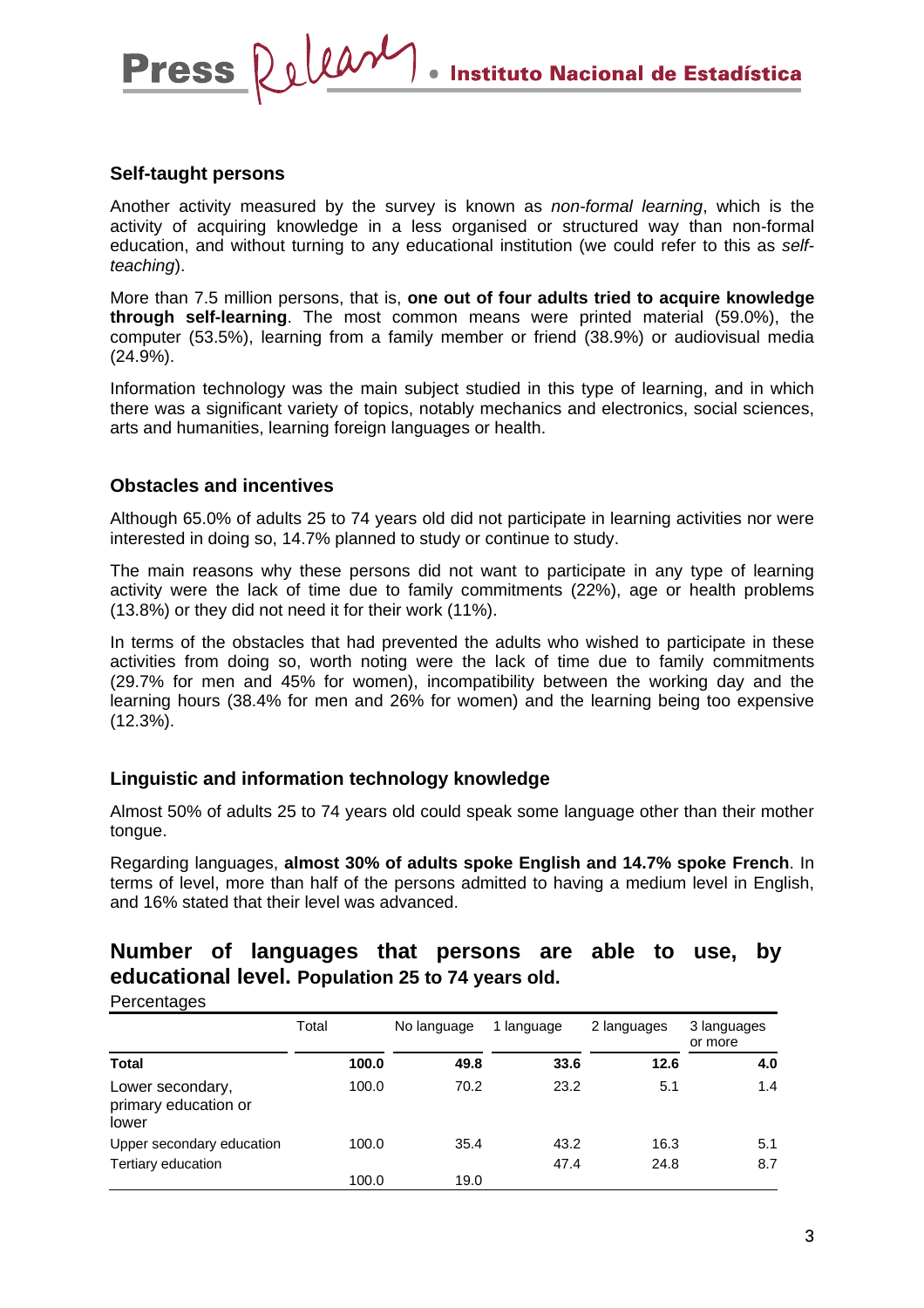## Self-taught persons

Another activity measured by the survey is known as *non-formal learning*, which is the activity of acquiring knowledge in a less organised or structured way than non-formal education, and without turning to any educational institution (we could refer to this as *self-teaching*).

More than 7.5 million persons, that is, **one out of four adults tried to acquire knowledge through self-learning**. The most common means were printed material (59.0%), the computer (53.5%), learning from a family member or friend (38.9%) or audiovisual media (24.9%).

Information technology was the main subject studied in this type of learning, and in which there was a significant variety of topics, notably mechanics and electronics, social sciences, arts and humanities, learning foreign languages or health.

## Obstacles and incentives

Although 65.0% of adults 25 to 74 years old did not participate in learning activities nor were interested in doing so, 14.7% planned to study or continue to study.

The main reasons why these persons did not want to participate in any type of learning activity were the lack of time due to family commitments (22%), age or health problems (13.8%) or they did not need it for their work (11%).

In terms of the obstacles that had prevented the adults who wished to participate in these activities from doing so, worth noting were the lack of time due to family commitments (29.7% for men and 45% for women), incompatibility between the working day and the learning hours (38.4% for men and 26% for women) and the learning being too expensive (12.3%).

## Linguistic and information technology knowledge

Almost 50% of adults 25 to 74 years old could speak some language other than their mother tongue.

Regarding languages, **almost 30% of adults spoke English and 14.7% spoke French**. In terms of level, more than half of the persons admitted to having a medium level in English, and 16% stated that their level was advanced.

## Number of languages that persons are able to use, by educational level. Population 25 to 74 years old.

Percentages

| | Total | No language | 1 language | 2 languages | 3 languages or more |
|---|---|---|---|---|---|
| **Total** | **100.0** | **49.8** | **33.6** | **12.6** | **4.0** |
| Lower secondary, primary education or lower | 100.0 | 70.2 | 23.2 | 5.1 | 1.4 |
| Upper secondary education | 100.0 | 35.4 | 43.2 | 16.3 | 5.1 |
| Tertiary education | 100.0 | 19.0 | 47.4 | 24.8 | 8.7 |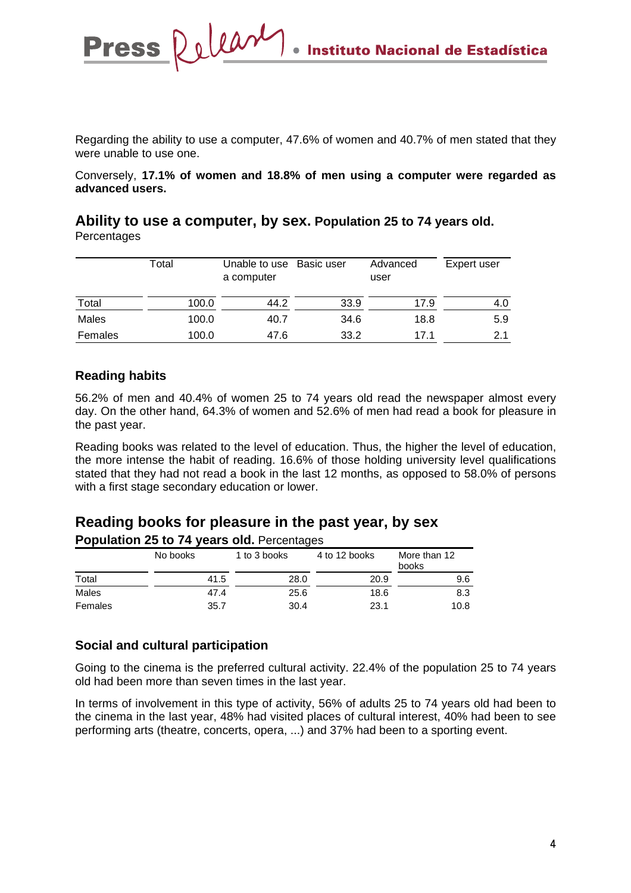Regarding the ability to use a computer, 47.6% of women and 40.7% of men stated that they were unable to use one.

Conversely, **17.1% of women and 18.8% of men using a computer were regarded as advanced users.**

## Ability to use a computer, by sex. Population 25 to 74 years old.

Percentages

| | Total | Unable to use a computer | Basic user | Advanced user | Expert user |
|---|---|---|---|---|---|
| Total | 100.0 | 44.2 | 33.9 | 17.9 | 4.0 |
| Males | 100.0 | 40.7 | 34.6 | 18.8 | 5.9 |
| Females | 100.0 | 47.6 | 33.2 | 17.1 | 2.1 |

### Reading habits

56.2% of men and 40.4% of women 25 to 74 years old read the newspaper almost every day. On the other hand, 64.3% of women and 52.6% of men had read a book for pleasure in the past year.

Reading books was related to the level of education. Thus, the higher the level of education, the more intense the habit of reading. 16.6% of those holding university level qualifications stated that they had not read a book in the last 12 months, as opposed to 58.0% of persons with a first stage secondary education or lower.

## Reading books for pleasure in the past year, by sex

**Population 25 to 74 years old.** Percentages

| | No books | 1 to 3 books | 4 to 12 books | More than 12 books |
|---|---|---|---|---|
| Total | 41.5 | 28.0 | 20.9 | 9.6 |
| Males | 47.4 | 25.6 | 18.6 | 8.3 |
| Females | 35.7 | 30.4 | 23.1 | 10.8 |

### Social and cultural participation

Going to the cinema is the preferred cultural activity. 22.4% of the population 25 to 74 years old had been more than seven times in the last year.

In terms of involvement in this type of activity, 56% of adults 25 to 74 years old had been to the cinema in the last year, 48% had visited places of cultural interest, 40% had been to see performing arts (theatre, concerts, opera, ...) and 37% had been to a sporting event.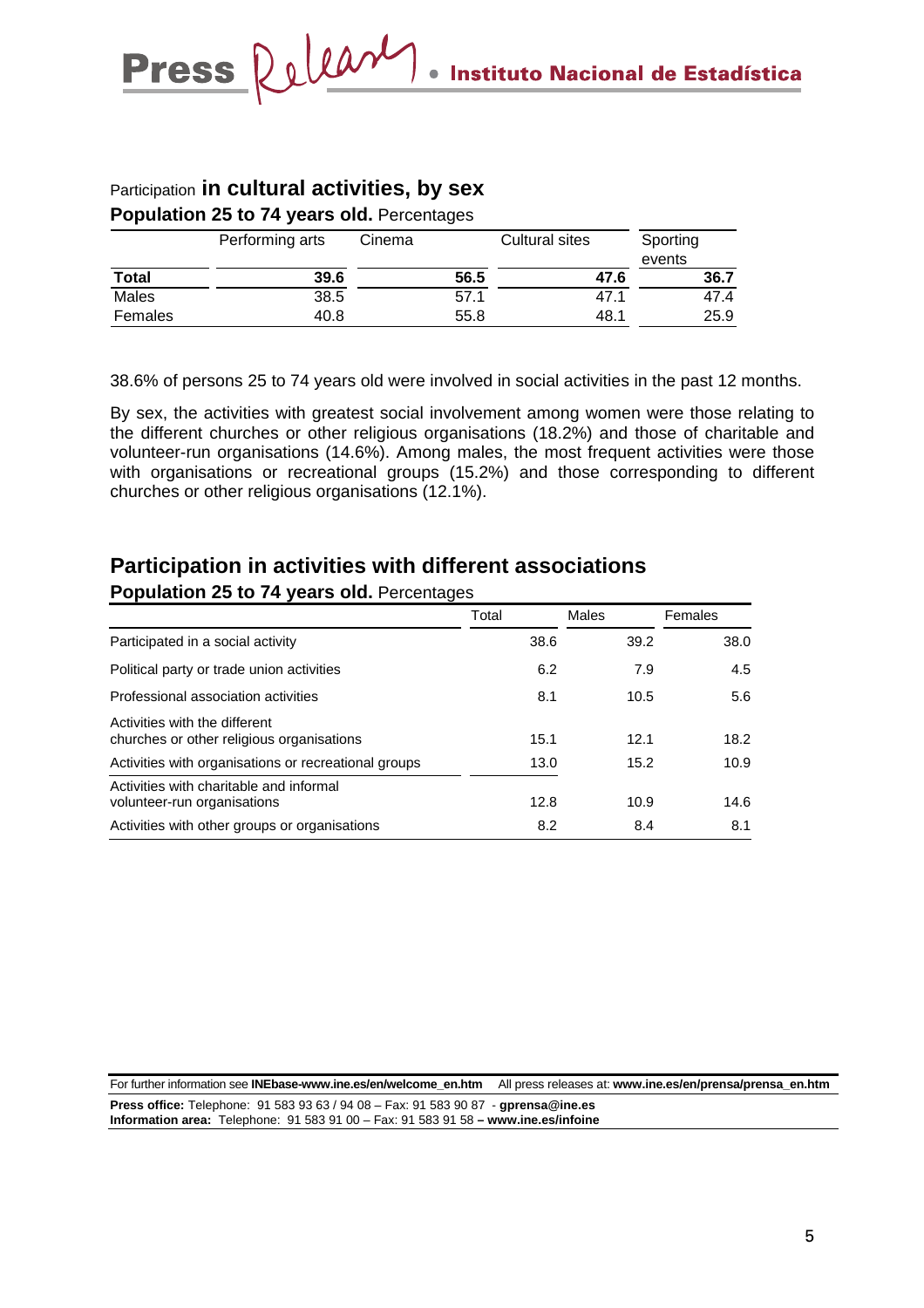## Participation **in cultural activities, by sex**

**Population 25 to 74 years old.** Percentages

| | Performing arts | Cinema | Cultural sites | Sporting events |
|---|---|---|---|---|
| **Total** | **39.6** | **56.5** | **47.6** | **36.7** |
| Males | 38.5 | 57.1 | 47.1 | 47.4 |
| Females | 40.8 | 55.8 | 48.1 | 25.9 |

38.6% of persons 25 to 74 years old were involved in social activities in the past 12 months.

By sex, the activities with greatest social involvement among women were those relating to the different churches or other religious organisations (18.2%) and those of charitable and volunteer-run organisations (14.6%). Among males, the most frequent activities were those with organisations or recreational groups (15.2%) and those corresponding to different churches or other religious organisations (12.1%).

## Participation in activities with different associations

**Population 25 to 74 years old.** Percentages

| | Total | Males | Females |
|---|---|---|---|
| Participated in a social activity | 38.6 | 39.2 | 38.0 |
| Political party or trade union activities | 6.2 | 7.9 | 4.5 |
| Professional association activities | 8.1 | 10.5 | 5.6 |
| Activities with the different churches or other religious organisations | 15.1 | 12.1 | 18.2 |
| Activities with organisations or recreational groups | 13.0 | 15.2 | 10.9 |
| Activities with charitable and informal volunteer-run organisations | 12.8 | 10.9 | 14.6 |
| Activities with other groups or organisations | 8.2 | 8.4 | 8.1 |

For further information see **INEbase-www.ine.es/en/welcome_en.htm** All press releases at: **www.ine.es/en/prensa/prensa_en.htm**

**Press office:** Telephone: 91 583 93 63 / 94 08 – Fax: 91 583 90 87 - **gprensa@ine.es**
**Information area:** Telephone: 91 583 91 00 – Fax: 91 583 91 58 **– www.ine.es/infoine**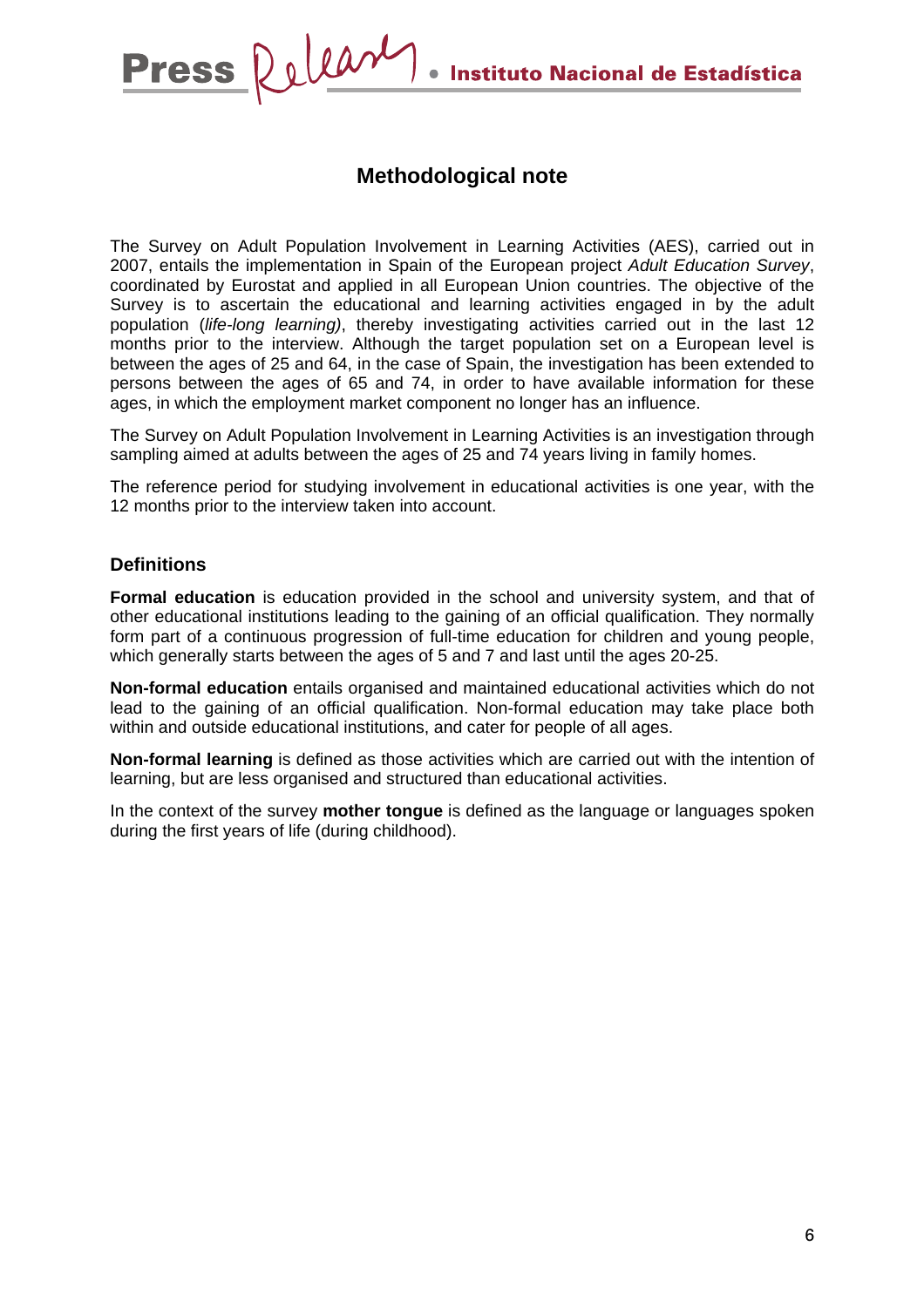# Methodological note

The Survey on Adult Population Involvement in Learning Activities (AES), carried out in 2007, entails the implementation in Spain of the European project *Adult Education Survey*, coordinated by Eurostat and applied in all European Union countries. The objective of the Survey is to ascertain the educational and learning activities engaged in by the adult population (*life-long learning)*, thereby investigating activities carried out in the last 12 months prior to the interview. Although the target population set on a European level is between the ages of 25 and 64, in the case of Spain, the investigation has been extended to persons between the ages of 65 and 74, in order to have available information for these ages, in which the employment market component no longer has an influence.

The Survey on Adult Population Involvement in Learning Activities is an investigation through sampling aimed at adults between the ages of 25 and 74 years living in family homes.

The reference period for studying involvement in educational activities is one year, with the 12 months prior to the interview taken into account.

## Definitions

**Formal education** is education provided in the school and university system, and that of other educational institutions leading to the gaining of an official qualification. They normally form part of a continuous progression of full-time education for children and young people, which generally starts between the ages of 5 and 7 and last until the ages 20-25.

**Non-formal education** entails organised and maintained educational activities which do not lead to the gaining of an official qualification. Non-formal education may take place both within and outside educational institutions, and cater for people of all ages.

**Non-formal learning** is defined as those activities which are carried out with the intention of learning, but are less organised and structured than educational activities.

In the context of the survey **mother tongue** is defined as the language or languages spoken during the first years of life (during childhood).